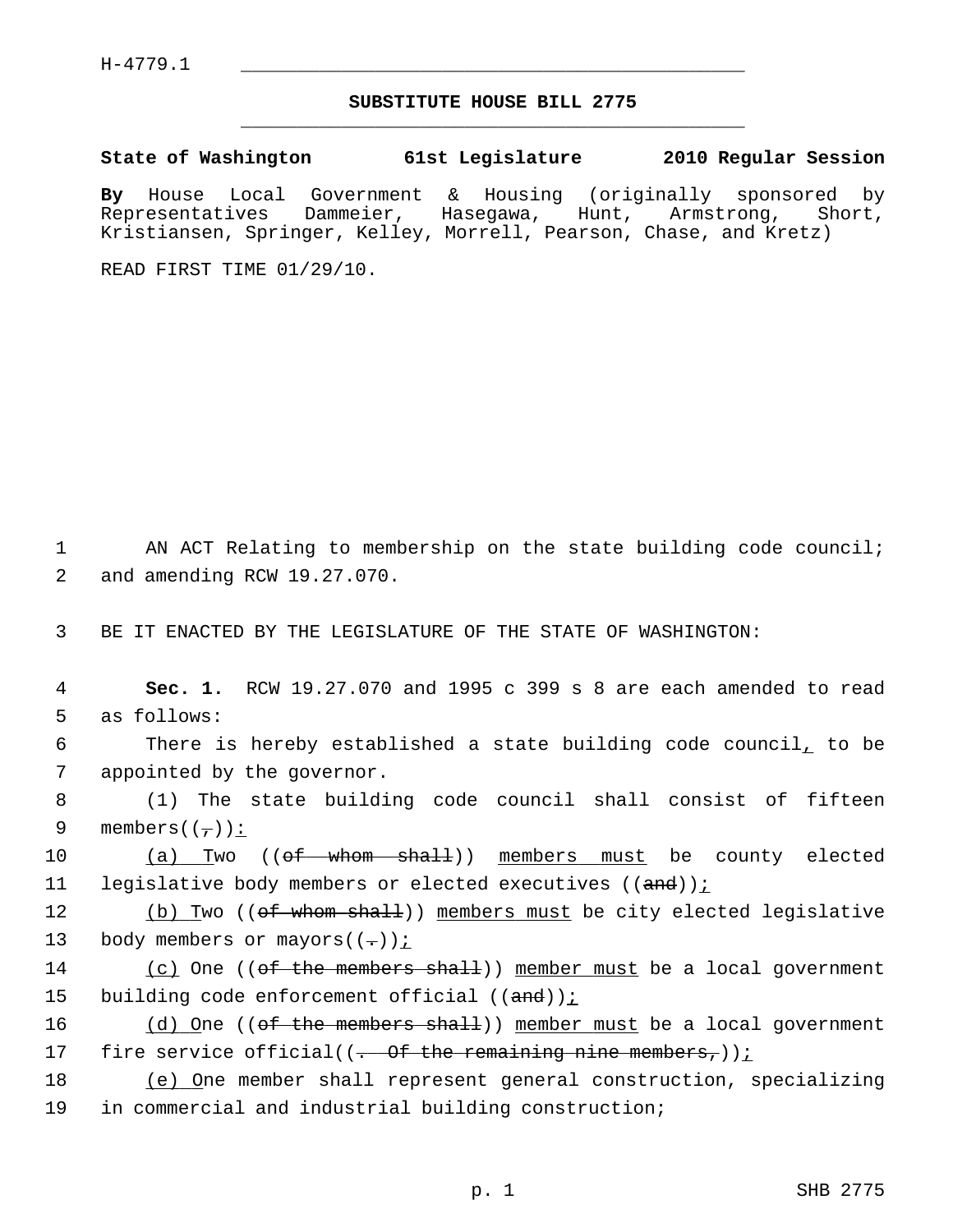H-4779.1

# SUBSTITUTE HOUSE BILL 2775

**State of Washington 61st Legislature 2010 Regular Session**

**By** House Local Government & Housing (originally sponsored by Representatives Dammeier, Hasegawa, Hunt, Armstrong, Short, Kristiansen, Springer, Kelley, Morrell, Pearson, Chase, and Kretz)

READ FIRST TIME 01/29/10.

AN ACT Relating to membership on the state building code council; and amending RCW 19.27.070.

BE IT ENACTED BY THE LEGISLATURE OF THE STATE OF WASHINGTON:

**Sec. 1.** RCW 19.27.070 and 1995 c 399 s 8 are each amended to read as follows:

There is hereby established a state building code council, to be appointed by the governor.

(1) The state building code council shall consist of fifteen members((~~,~~)):

(a) Two ((~~of whom shall~~)) members must be county elected legislative body members or elected executives ((~~and~~));

(b) Two ((~~of whom shall~~)) members must be city elected legislative body members or mayors((~~.~~));

(c) One ((~~of the members shall~~)) member must be a local government building code enforcement official ((~~and~~));

(d) One ((~~of the members shall~~)) member must be a local government fire service official((~~. Of the remaining nine members,~~));

(e) One member shall represent general construction, specializing in commercial and industrial building construction;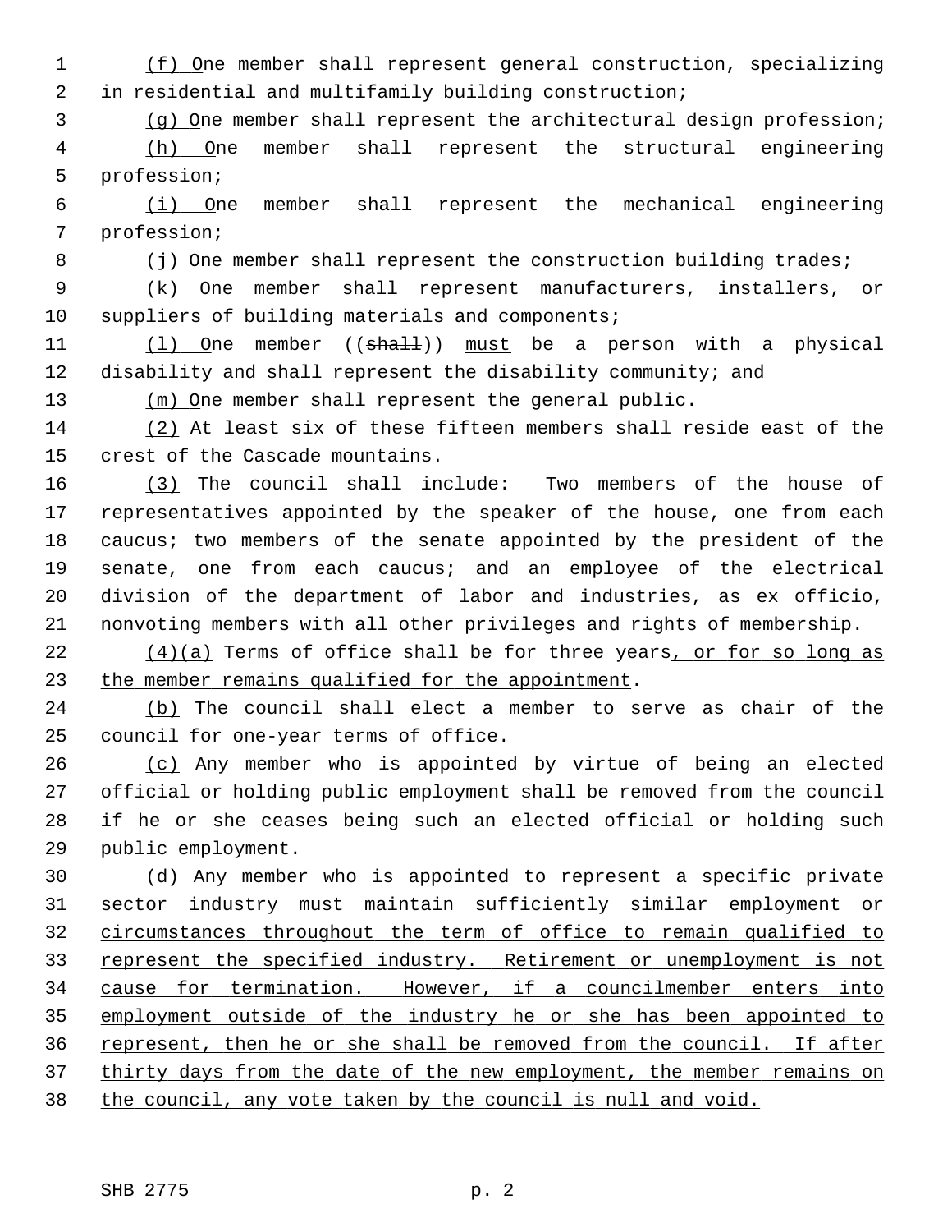(f) One member shall represent general construction, specializing in residential and multifamily building construction;

(g) One member shall represent the architectural design profession;

(h) One member shall represent the structural engineering profession;

(i) One member shall represent the mechanical engineering profession;

(j) One member shall represent the construction building trades;

(k) One member shall represent manufacturers, installers, or suppliers of building materials and components;

(l) One member ((~~shall~~)) must be a person with a physical disability and shall represent the disability community; and

(m) One member shall represent the general public.

(2) At least six of these fifteen members shall reside east of the crest of the Cascade mountains.

(3) The council shall include: Two members of the house of representatives appointed by the speaker of the house, one from each caucus; two members of the senate appointed by the president of the senate, one from each caucus; and an employee of the electrical division of the department of labor and industries, as ex officio, nonvoting members with all other privileges and rights of membership.

(4)(a) Terms of office shall be for three years, or for so long as the member remains qualified for the appointment.

(b) The council shall elect a member to serve as chair of the council for one-year terms of office.

(c) Any member who is appointed by virtue of being an elected official or holding public employment shall be removed from the council if he or she ceases being such an elected official or holding such public employment.

(d) Any member who is appointed to represent a specific private sector industry must maintain sufficiently similar employment or circumstances throughout the term of office to remain qualified to represent the specified industry. Retirement or unemployment is not cause for termination. However, if a councilmember enters into employment outside of the industry he or she has been appointed to represent, then he or she shall be removed from the council. If after thirty days from the date of the new employment, the member remains on the council, any vote taken by the council is null and void.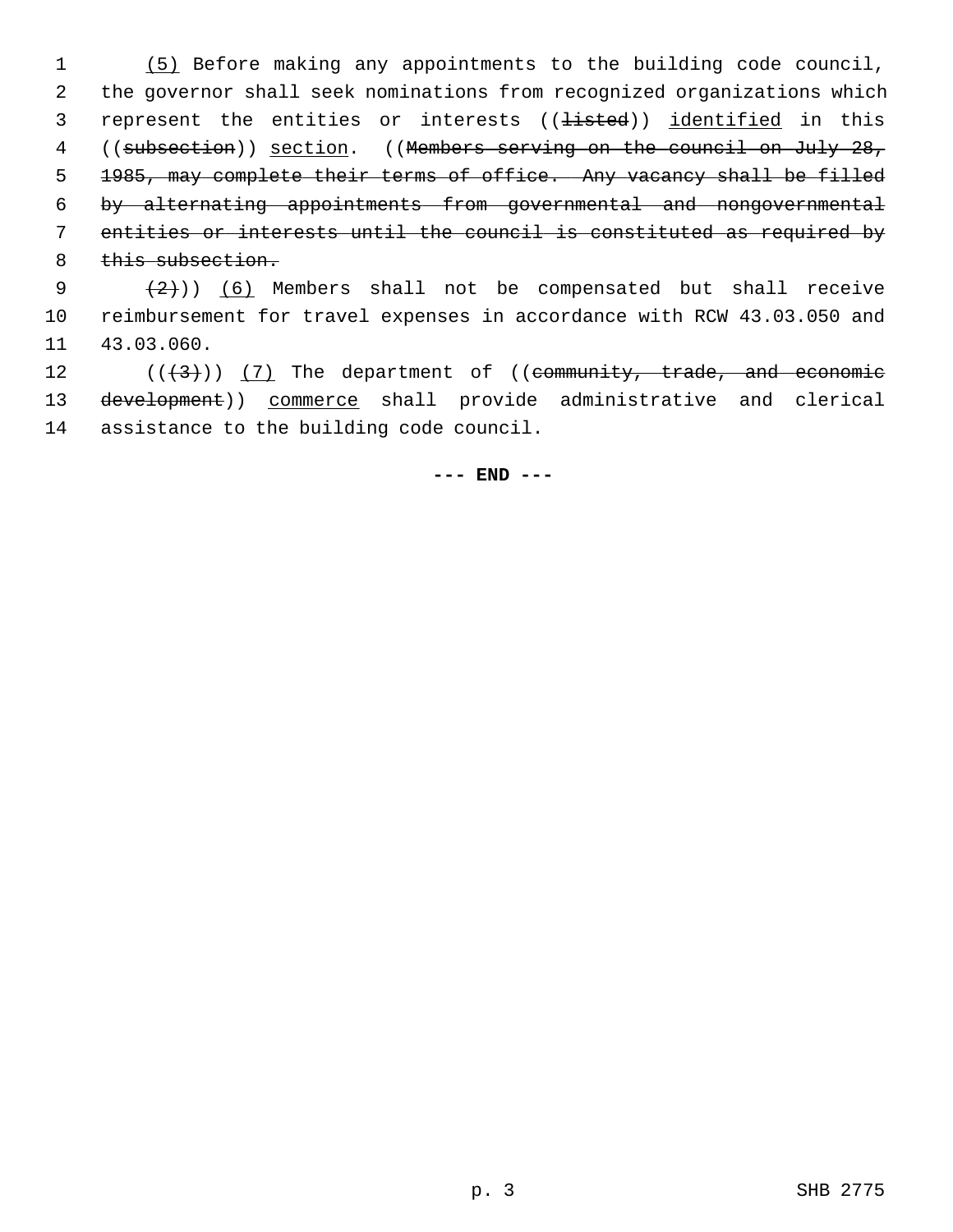(5) Before making any appointments to the building code council, the governor shall seek nominations from recognized organizations which represent the entities or interests ((~~listed~~)) identified in this ((~~subsection~~)) section. ((~~Members serving on the council on July 28, 1985, may complete their terms of office. Any vacancy shall be filled by alternating appointments from governmental and nongovernmental entities or interests until the council is constituted as required by this subsection.~~

~~(2)~~)) (6) Members shall not be compensated but shall receive reimbursement for travel expenses in accordance with RCW 43.03.050 and 43.03.060.

((~~(3)~~)) (7) The department of ((~~community, trade, and economic development~~)) commerce shall provide administrative and clerical assistance to the building code council.

**--- END ---**